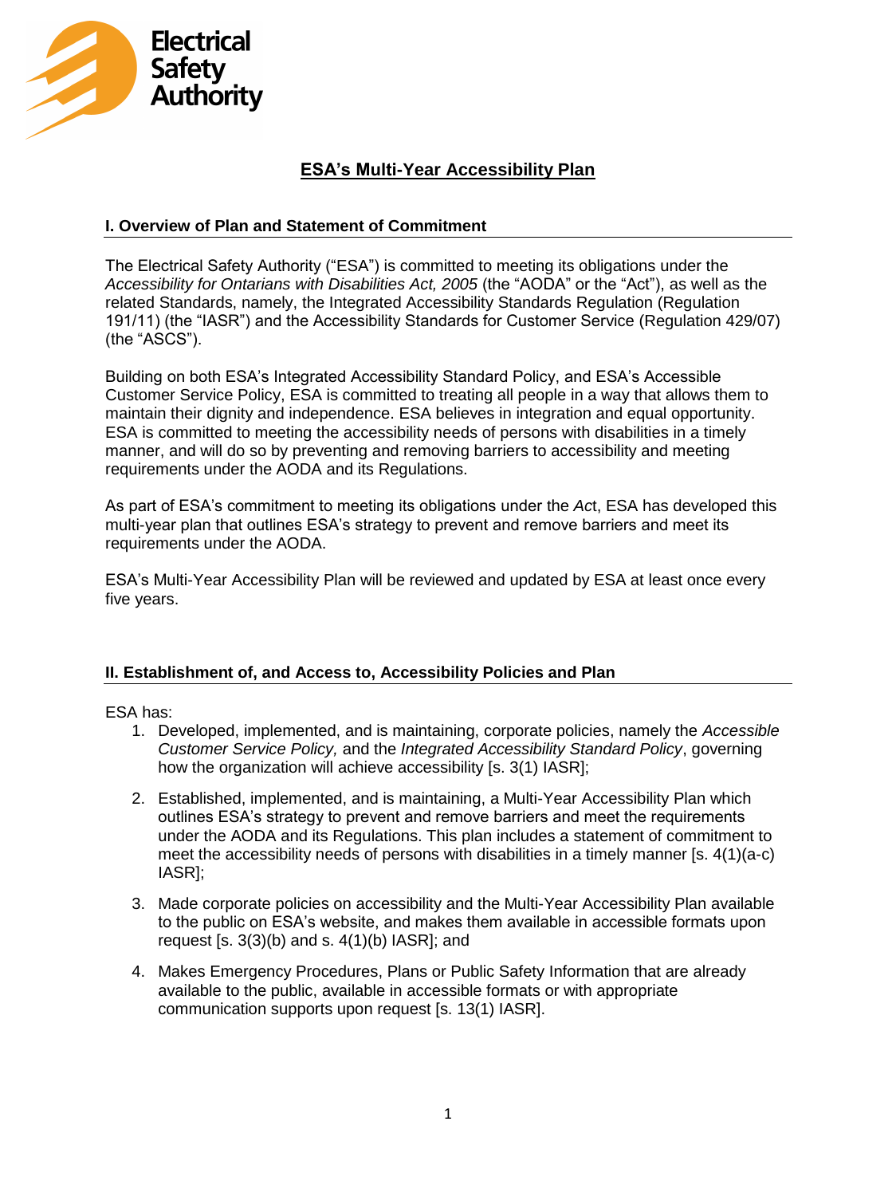Electrical Safety Authority

# ESA's Multi-Year Accessibility Plan

## I. Overview of Plan and Statement of Commitment

The Electrical Safety Authority ("ESA") is committed to meeting its obligations under the *Accessibility for Ontarians with Disabilities Act, 2005* (the "AODA" or the "Act"), as well as the related Standards, namely, the Integrated Accessibility Standards Regulation (Regulation 191/11) (the "IASR") and the Accessibility Standards for Customer Service (Regulation 429/07) (the "ASCS").

Building on both ESA's Integrated Accessibility Standard Policy, and ESA's Accessible Customer Service Policy, ESA is committed to treating all people in a way that allows them to maintain their dignity and independence. ESA believes in integration and equal opportunity. ESA is committed to meeting the accessibility needs of persons with disabilities in a timely manner, and will do so by preventing and removing barriers to accessibility and meeting requirements under the AODA and its Regulations.

As part of ESA's commitment to meeting its obligations under the *Act*, ESA has developed this multi-year plan that outlines ESA's strategy to prevent and remove barriers and meet its requirements under the AODA.

ESA's Multi-Year Accessibility Plan will be reviewed and updated by ESA at least once every five years.

## II. Establishment of, and Access to, Accessibility Policies and Plan

ESA has:

1. Developed, implemented, and is maintaining, corporate policies, namely the *Accessible Customer Service Policy,* and the *Integrated Accessibility Standard Policy*, governing how the organization will achieve accessibility [s. 3(1) IASR];
2. Established, implemented, and is maintaining, a Multi-Year Accessibility Plan which outlines ESA's strategy to prevent and remove barriers and meet the requirements under the AODA and its Regulations. This plan includes a statement of commitment to meet the accessibility needs of persons with disabilities in a timely manner [s. 4(1)(a-c) IASR];
3. Made corporate policies on accessibility and the Multi-Year Accessibility Plan available to the public on ESA's website, and makes them available in accessible formats upon request [s. 3(3)(b) and s. 4(1)(b) IASR]; and
4. Makes Emergency Procedures, Plans or Public Safety Information that are already available to the public, available in accessible formats or with appropriate communication supports upon request [s. 13(1) IASR].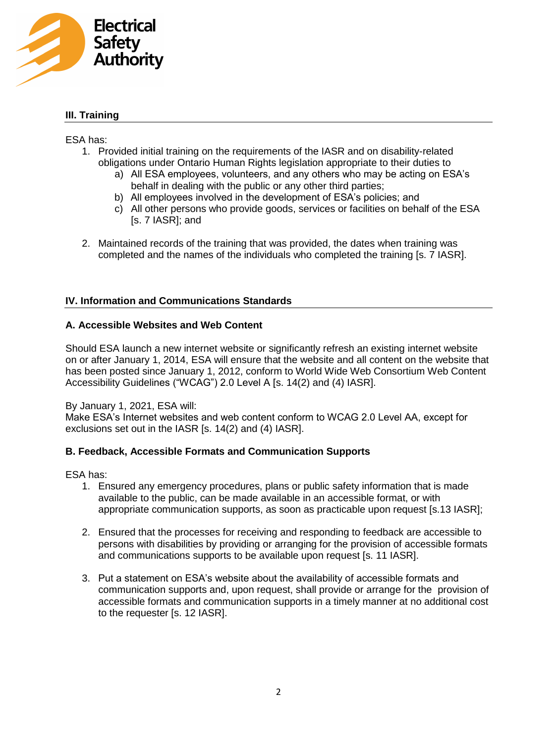## III. Training

ESA has:

1. Provided initial training on the requirements of the IASR and on disability-related obligations under Ontario Human Rights legislation appropriate to their duties to
   a) All ESA employees, volunteers, and any others who may be acting on ESA's behalf in dealing with the public or any other third parties;
   b) All employees involved in the development of ESA's policies; and
   c) All other persons who provide goods, services or facilities on behalf of the ESA [s. 7 IASR]; and

2. Maintained records of the training that was provided, the dates when training was completed and the names of the individuals who completed the training [s. 7 IASR].

## IV. Information and Communications Standards

### A. Accessible Websites and Web Content

Should ESA launch a new internet website or significantly refresh an existing internet website on or after January 1, 2014, ESA will ensure that the website and all content on the website that has been posted since January 1, 2012, conform to World Wide Web Consortium Web Content Accessibility Guidelines ("WCAG") 2.0 Level A [s. 14(2) and (4) IASR].

By January 1, 2021, ESA will:
Make ESA's Internet websites and web content conform to WCAG 2.0 Level AA, except for exclusions set out in the IASR [s. 14(2) and (4) IASR].

### B. Feedback, Accessible Formats and Communication Supports

ESA has:

1. Ensured any emergency procedures, plans or public safety information that is made available to the public, can be made available in an accessible format, or with appropriate communication supports, as soon as practicable upon request [s.13 IASR];

2. Ensured that the processes for receiving and responding to feedback are accessible to persons with disabilities by providing or arranging for the provision of accessible formats and communications supports to be available upon request [s. 11 IASR].

3. Put a statement on ESA's website about the availability of accessible formats and communication supports and, upon request, shall provide or arrange for the provision of accessible formats and communication supports in a timely manner at no additional cost to the requester [s. 12 IASR].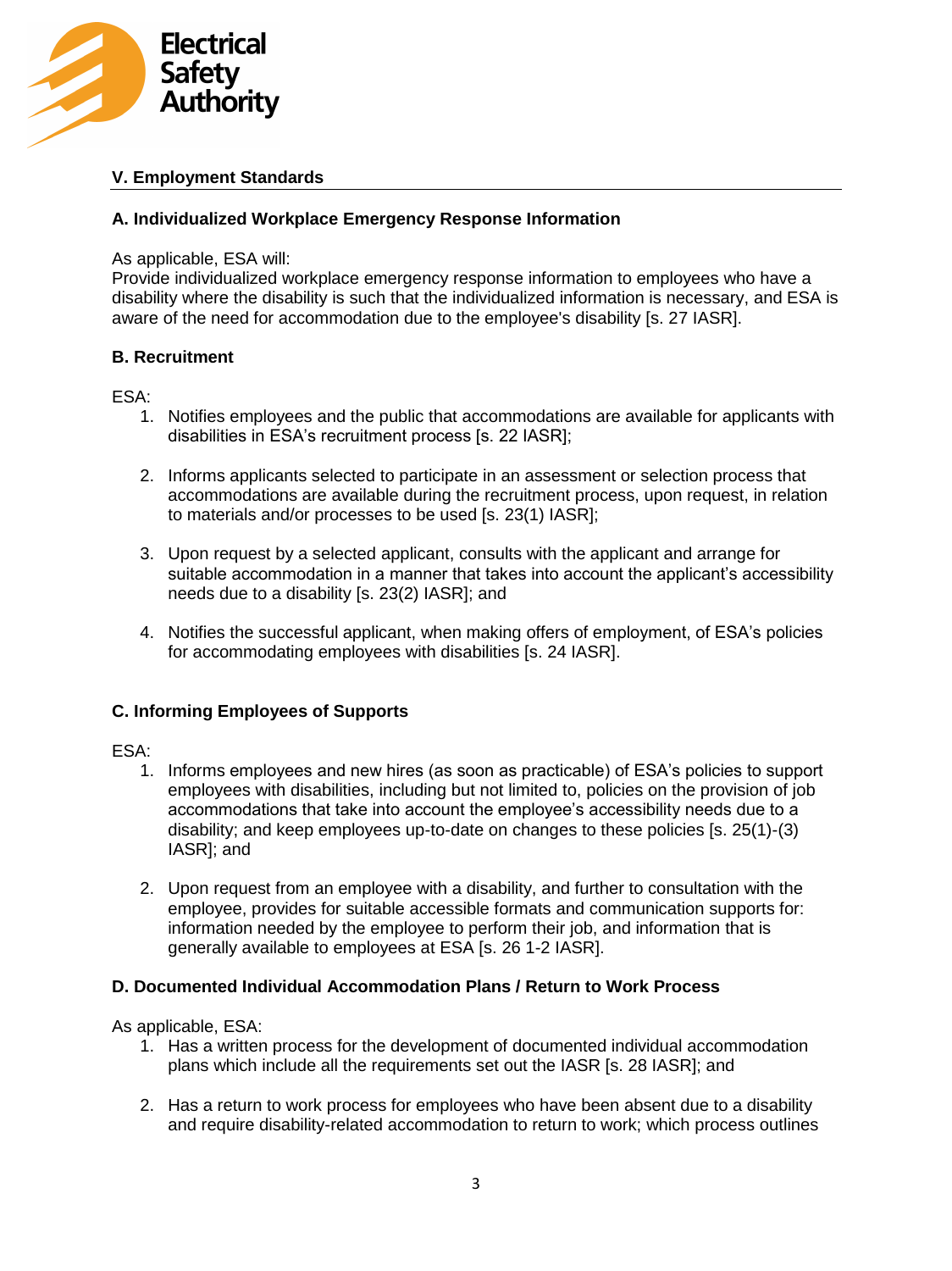## V. Employment Standards

### A. Individualized Workplace Emergency Response Information

As applicable, ESA will:
Provide individualized workplace emergency response information to employees who have a disability where the disability is such that the individualized information is necessary, and ESA is aware of the need for accommodation due to the employee's disability [s. 27 IASR].

### B. Recruitment

ESA:

1. Notifies employees and the public that accommodations are available for applicants with disabilities in ESA's recruitment process [s. 22 IASR];

2. Informs applicants selected to participate in an assessment or selection process that accommodations are available during the recruitment process, upon request, in relation to materials and/or processes to be used [s. 23(1) IASR];

3. Upon request by a selected applicant, consults with the applicant and arrange for suitable accommodation in a manner that takes into account the applicant's accessibility needs due to a disability [s. 23(2) IASR]; and

4. Notifies the successful applicant, when making offers of employment, of ESA's policies for accommodating employees with disabilities [s. 24 IASR].

### C. Informing Employees of Supports

ESA:

1. Informs employees and new hires (as soon as practicable) of ESA's policies to support employees with disabilities, including but not limited to, policies on the provision of job accommodations that take into account the employee's accessibility needs due to a disability; and keep employees up-to-date on changes to these policies [s. 25(1)-(3) IASR]; and

2. Upon request from an employee with a disability, and further to consultation with the employee, provides for suitable accessible formats and communication supports for: information needed by the employee to perform their job, and information that is generally available to employees at ESA [s. 26 1-2 IASR].

### D. Documented Individual Accommodation Plans / Return to Work Process

As applicable, ESA:

1. Has a written process for the development of documented individual accommodation plans which include all the requirements set out the IASR [s. 28 IASR]; and

2. Has a return to work process for employees who have been absent due to a disability and require disability-related accommodation to return to work; which process outlines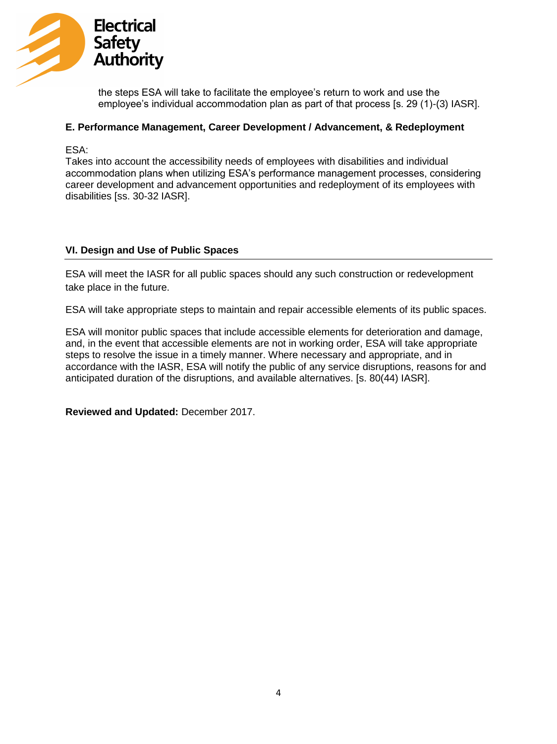the steps ESA will take to facilitate the employee's return to work and use the employee's individual accommodation plan as part of that process [s. 29 (1)-(3) IASR].

### E. Performance Management, Career Development / Advancement, & Redeployment

ESA:
Takes into account the accessibility needs of employees with disabilities and individual accommodation plans when utilizing ESA's performance management processes, considering career development and advancement opportunities and redeployment of its employees with disabilities [ss. 30-32 IASR].

## VI. Design and Use of Public Spaces

ESA will meet the IASR for all public spaces should any such construction or redevelopment take place in the future.

ESA will take appropriate steps to maintain and repair accessible elements of its public spaces.

ESA will monitor public spaces that include accessible elements for deterioration and damage, and, in the event that accessible elements are not in working order, ESA will take appropriate steps to resolve the issue in a timely manner. Where necessary and appropriate, and in accordance with the IASR, ESA will notify the public of any service disruptions, reasons for and anticipated duration of the disruptions, and available alternatives. [s. 80(44) IASR].

**Reviewed and Updated:** December 2017.